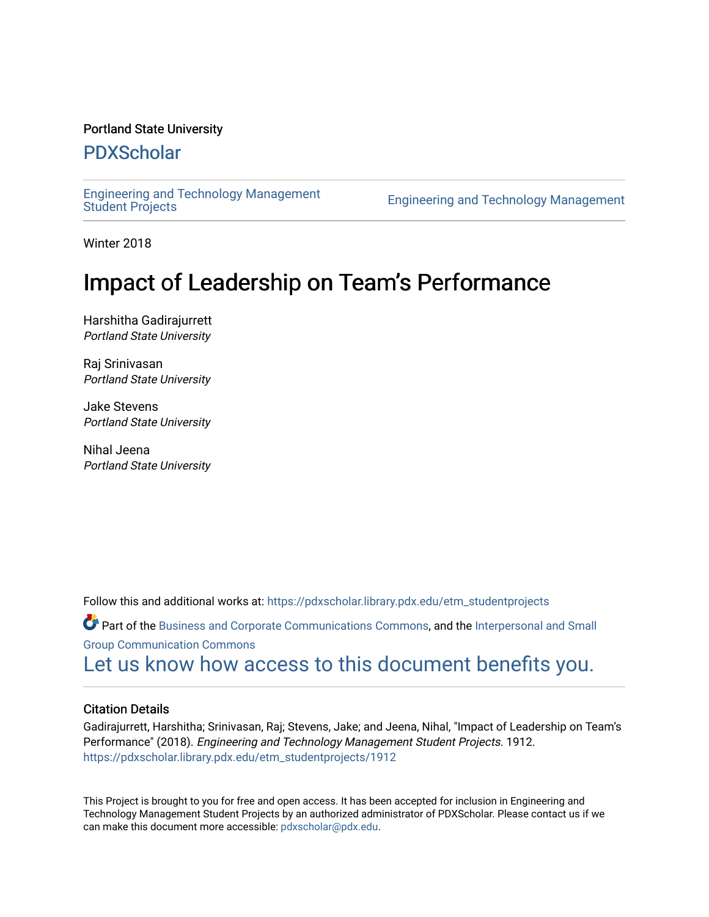Portland State University

# PDXScholar

Engineering and Technology Management Student Projects

Engineering and Technology Management

Winter 2018

# Impact of Leadership on Team's Performance

Harshitha Gadirajurrett
*Portland State University*

Raj Srinivasan
*Portland State University*

Jake Stevens
*Portland State University*

Nihal Jeena
*Portland State University*

Follow this and additional works at: https://pdxscholar.library.pdx.edu/etm_studentprojects

Part of the Business and Corporate Communications Commons, and the Interpersonal and Small Group Communication Commons

Let us know how access to this document benefits you.

### Citation Details

Gadirajurrett, Harshitha; Srinivasan, Raj; Stevens, Jake; and Jeena, Nihal, "Impact of Leadership on Team's Performance" (2018). *Engineering and Technology Management Student Projects*. 1912.
https://pdxscholar.library.pdx.edu/etm_studentprojects/1912

This Project is brought to you for free and open access. It has been accepted for inclusion in Engineering and Technology Management Student Projects by an authorized administrator of PDXScholar. Please contact us if we can make this document more accessible: pdxscholar@pdx.edu.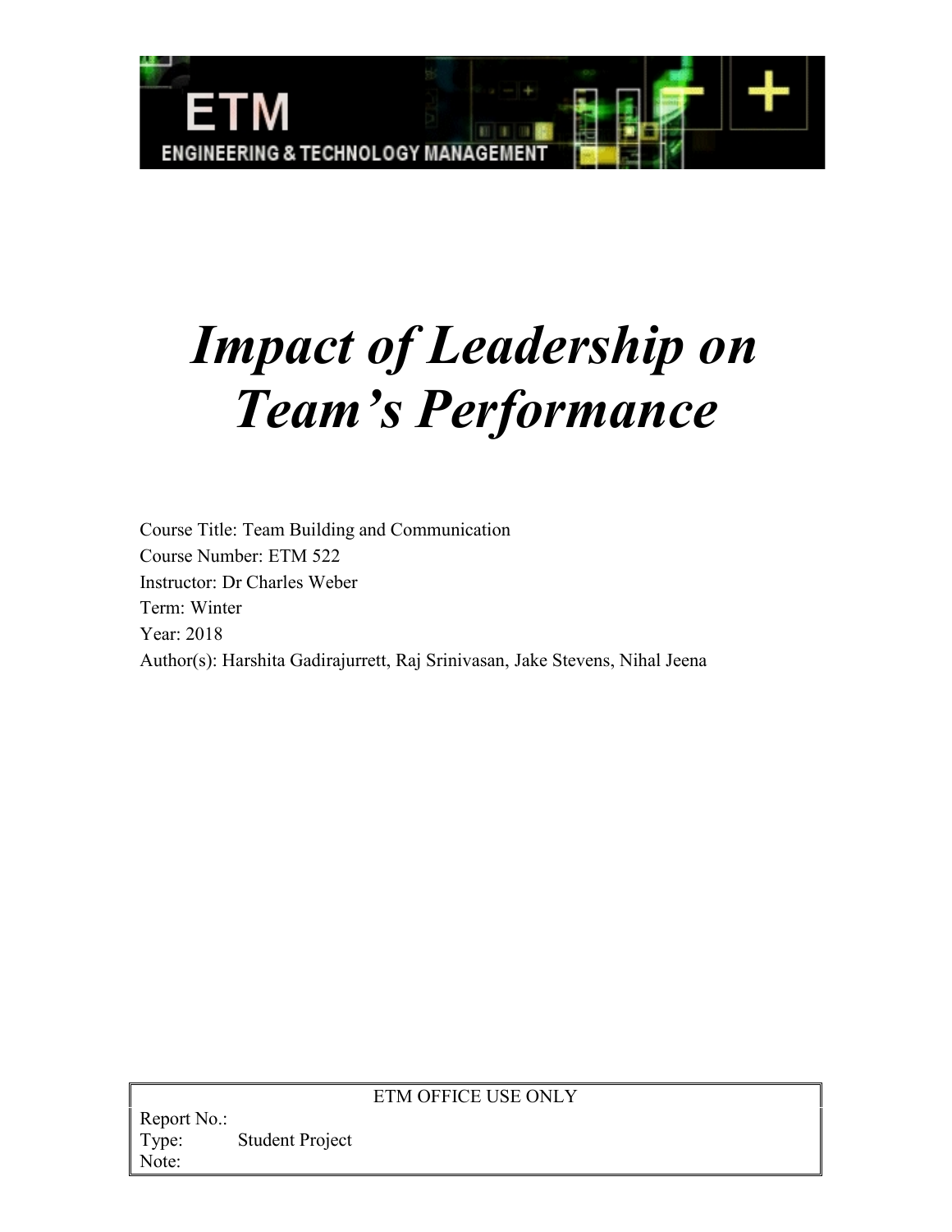ETM

ENGINEERING & TECHNOLOGY MANAGEMENT

# *Impact of Leadership on Team's Performance*

Course Title: Team Building and Communication
Course Number: ETM 522
Instructor: Dr Charles Weber
Term: Winter
Year: 2018
Author(s): Harshita Gadirajurrett, Raj Srinivasan, Jake Stevens, Nihal Jeena

| ETM OFFICE USE ONLY | |
|---|---|
| Report No.: | |
| Type: | Student Project |
| Note: | |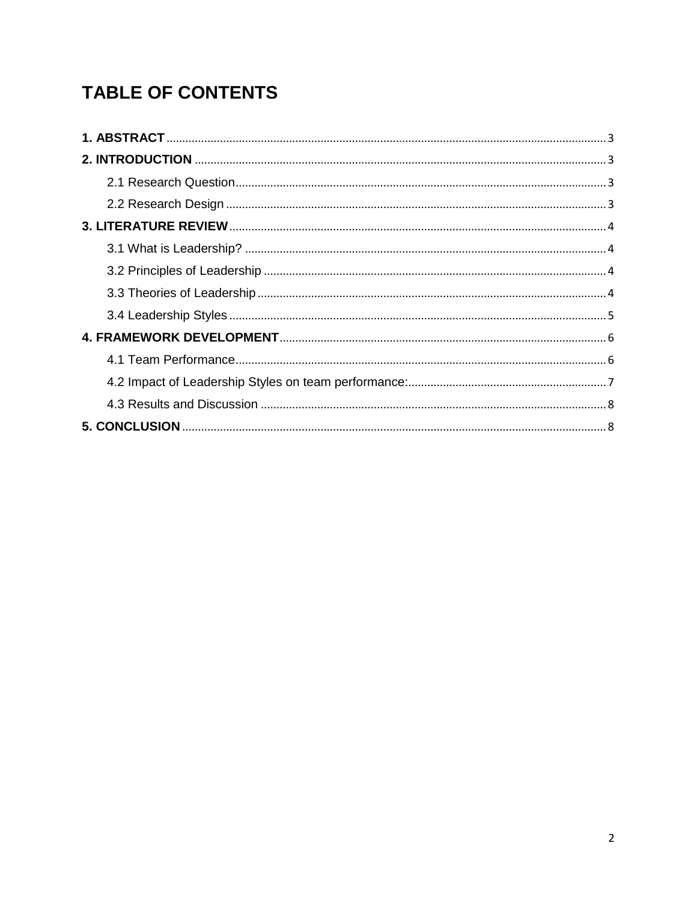# TABLE OF CONTENTS

**1. ABSTRACT** ........................................................................ 3

**2. INTRODUCTION** ................................................................ 3

- 2.1 Research Question ........................................................ 3
- 2.2 Research Design ........................................................... 3

**3. LITERATURE REVIEW** ........................................................ 4

- 3.1 What is Leadership? ...................................................... 4
- 3.2 Principles of Leadership ................................................. 4
- 3.3 Theories of Leadership ................................................... 4
- 3.4 Leadership Styles .......................................................... 5

**4. FRAMEWORK DEVELOPMENT** ............................................ 6

- 4.1 Team Performance .......................................................... 6
- 4.2 Impact of Leadership Styles on team performance: ............. 7
- 4.3 Results and Discussion ................................................... 8

**5. CONCLUSION** ..................................................................... 8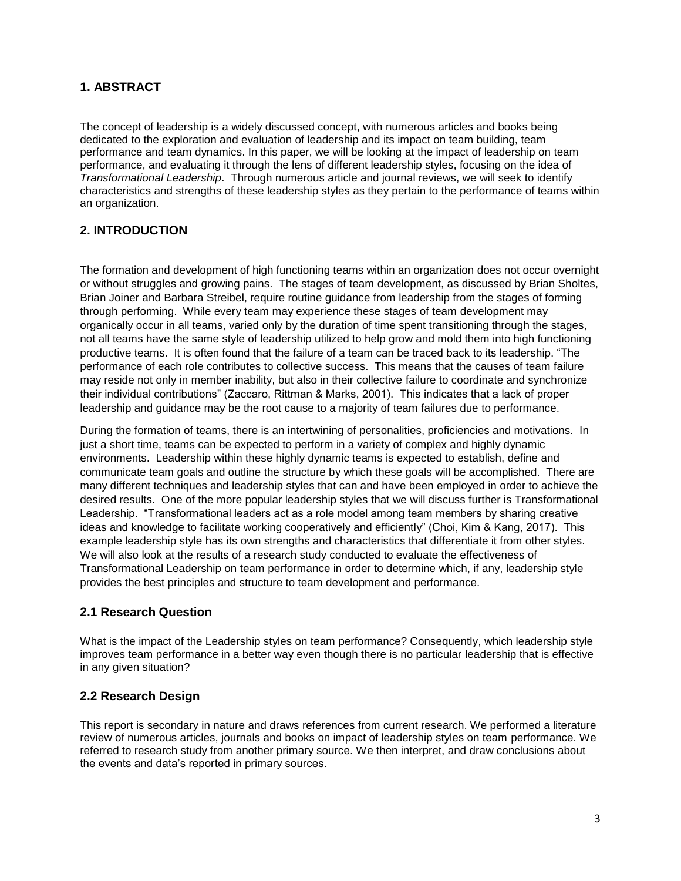## 1. ABSTRACT

The concept of leadership is a widely discussed concept, with numerous articles and books being dedicated to the exploration and evaluation of leadership and its impact on team building, team performance and team dynamics. In this paper, we will be looking at the impact of leadership on team performance, and evaluating it through the lens of different leadership styles, focusing on the idea of *Transformational Leadership*. Through numerous article and journal reviews, we will seek to identify characteristics and strengths of these leadership styles as they pertain to the performance of teams within an organization.

## 2. INTRODUCTION

The formation and development of high functioning teams within an organization does not occur overnight or without struggles and growing pains. The stages of team development, as discussed by Brian Sholtes, Brian Joiner and Barbara Streibel, require routine guidance from leadership from the stages of forming through performing. While every team may experience these stages of team development may organically occur in all teams, varied only by the duration of time spent transitioning through the stages, not all teams have the same style of leadership utilized to help grow and mold them into high functioning productive teams. It is often found that the failure of a team can be traced back to its leadership. "The performance of each role contributes to collective success. This means that the causes of team failure may reside not only in member inability, but also in their collective failure to coordinate and synchronize their individual contributions" (Zaccaro, Rittman & Marks, 2001). This indicates that a lack of proper leadership and guidance may be the root cause to a majority of team failures due to performance.

During the formation of teams, there is an intertwining of personalities, proficiencies and motivations. In just a short time, teams can be expected to perform in a variety of complex and highly dynamic environments. Leadership within these highly dynamic teams is expected to establish, define and communicate team goals and outline the structure by which these goals will be accomplished. There are many different techniques and leadership styles that can and have been employed in order to achieve the desired results. One of the more popular leadership styles that we will discuss further is Transformational Leadership. "Transformational leaders act as a role model among team members by sharing creative ideas and knowledge to facilitate working cooperatively and efficiently" (Choi, Kim & Kang, 2017). This example leadership style has its own strengths and characteristics that differentiate it from other styles. We will also look at the results of a research study conducted to evaluate the effectiveness of Transformational Leadership on team performance in order to determine which, if any, leadership style provides the best principles and structure to team development and performance.

### 2.1 Research Question

What is the impact of the Leadership styles on team performance? Consequently, which leadership style improves team performance in a better way even though there is no particular leadership that is effective in any given situation?

### 2.2 Research Design

This report is secondary in nature and draws references from current research. We performed a literature review of numerous articles, journals and books on impact of leadership styles on team performance. We referred to research study from another primary source. We then interpret, and draw conclusions about the events and data's reported in primary sources.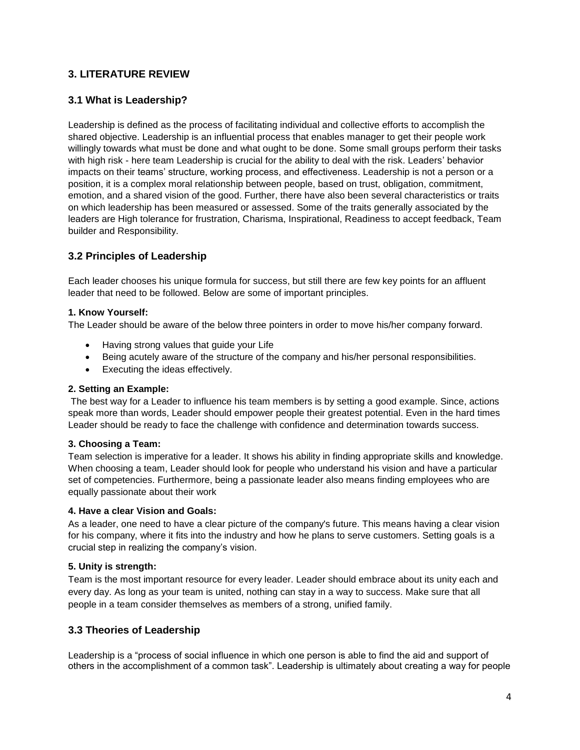## 3. LITERATURE REVIEW

### 3.1 What is Leadership?

Leadership is defined as the process of facilitating individual and collective efforts to accomplish the shared objective. Leadership is an influential process that enables manager to get their people work willingly towards what must be done and what ought to be done. Some small groups perform their tasks with high risk - here team Leadership is crucial for the ability to deal with the risk. Leaders' behavior impacts on their teams' structure, working process, and effectiveness. Leadership is not a person or a position, it is a complex moral relationship between people, based on trust, obligation, commitment, emotion, and a shared vision of the good. Further, there have also been several characteristics or traits on which leadership has been measured or assessed. Some of the traits generally associated by the leaders are High tolerance for frustration, Charisma, Inspirational, Readiness to accept feedback, Team builder and Responsibility.

### 3.2 Principles of Leadership

Each leader chooses his unique formula for success, but still there are few key points for an affluent leader that need to be followed. Below are some of important principles.

**1. Know Yourself:**

The Leader should be aware of the below three pointers in order to move his/her company forward.

- Having strong values that guide your Life
- Being acutely aware of the structure of the company and his/her personal responsibilities.
- Executing the ideas effectively.

**2. Setting an Example:**

The best way for a Leader to influence his team members is by setting a good example. Since, actions speak more than words, Leader should empower people their greatest potential. Even in the hard times Leader should be ready to face the challenge with confidence and determination towards success.

**3. Choosing a Team:**

Team selection is imperative for a leader. It shows his ability in finding appropriate skills and knowledge. When choosing a team, Leader should look for people who understand his vision and have a particular set of competencies. Furthermore, being a passionate leader also means finding employees who are equally passionate about their work

**4. Have a clear Vision and Goals:**

As a leader, one need to have a clear picture of the company's future. This means having a clear vision for his company, where it fits into the industry and how he plans to serve customers. Setting goals is a crucial step in realizing the company's vision.

**5. Unity is strength:**

Team is the most important resource for every leader. Leader should embrace about its unity each and every day. As long as your team is united, nothing can stay in a way to success. Make sure that all people in a team consider themselves as members of a strong, unified family.

### 3.3 Theories of Leadership

Leadership is a "process of social influence in which one person is able to find the aid and support of others in the accomplishment of a common task". Leadership is ultimately about creating a way for people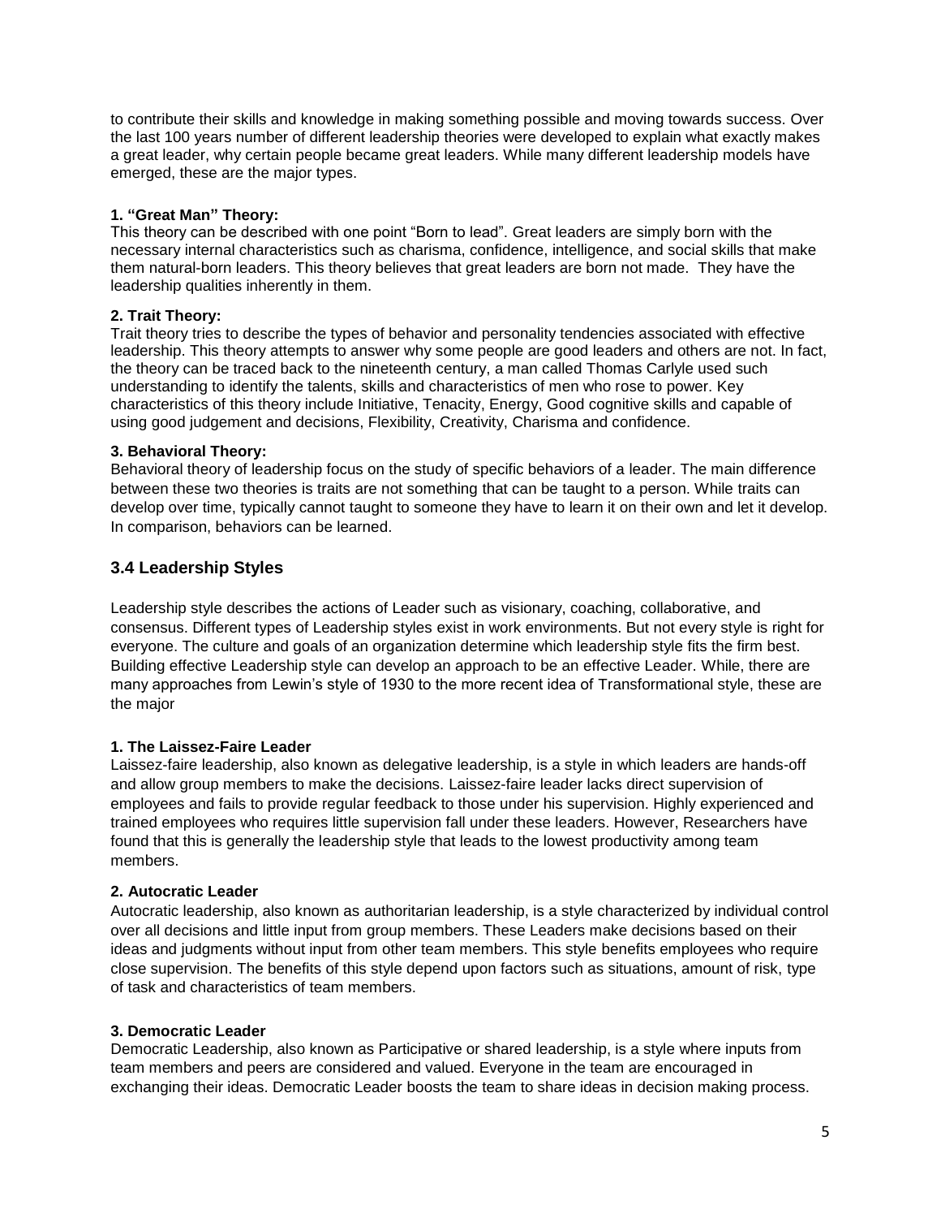to contribute their skills and knowledge in making something possible and moving towards success. Over the last 100 years number of different leadership theories were developed to explain what exactly makes a great leader, why certain people became great leaders. While many different leadership models have emerged, these are the major types.

**1. "Great Man" Theory:**
This theory can be described with one point "Born to lead". Great leaders are simply born with the necessary internal characteristics such as charisma, confidence, intelligence, and social skills that make them natural-born leaders. This theory believes that great leaders are born not made. They have the leadership qualities inherently in them.

**2. Trait Theory:**
Trait theory tries to describe the types of behavior and personality tendencies associated with effective leadership. This theory attempts to answer why some people are good leaders and others are not. In fact, the theory can be traced back to the nineteenth century, a man called Thomas Carlyle used such understanding to identify the talents, skills and characteristics of men who rose to power. Key characteristics of this theory include Initiative, Tenacity, Energy, Good cognitive skills and capable of using good judgement and decisions, Flexibility, Creativity, Charisma and confidence.

**3. Behavioral Theory:**
Behavioral theory of leadership focus on the study of specific behaviors of a leader. The main difference between these two theories is traits are not something that can be taught to a person. While traits can develop over time, typically cannot taught to someone they have to learn it on their own and let it develop. In comparison, behaviors can be learned.

## 3.4 Leadership Styles

Leadership style describes the actions of Leader such as visionary, coaching, collaborative, and consensus. Different types of Leadership styles exist in work environments. But not every style is right for everyone. The culture and goals of an organization determine which leadership style fits the firm best. Building effective Leadership style can develop an approach to be an effective Leader. While, there are many approaches from Lewin's style of 1930 to the more recent idea of Transformational style, these are the major

**1. The Laissez-Faire Leader**
Laissez-faire leadership, also known as delegative leadership, is a style in which leaders are hands-off and allow group members to make the decisions. Laissez-faire leader lacks direct supervision of employees and fails to provide regular feedback to those under his supervision. Highly experienced and trained employees who requires little supervision fall under these leaders. However, Researchers have found that this is generally the leadership style that leads to the lowest productivity among team members.

**2. Autocratic Leader**
Autocratic leadership, also known as authoritarian leadership, is a style characterized by individual control over all decisions and little input from group members. These Leaders make decisions based on their ideas and judgments without input from other team members. This style benefits employees who require close supervision. The benefits of this style depend upon factors such as situations, amount of risk, type of task and characteristics of team members.

**3. Democratic Leader**
Democratic Leadership, also known as Participative or shared leadership, is a style where inputs from team members and peers are considered and valued. Everyone in the team are encouraged in exchanging their ideas. Democratic Leader boosts the team to share ideas in decision making process.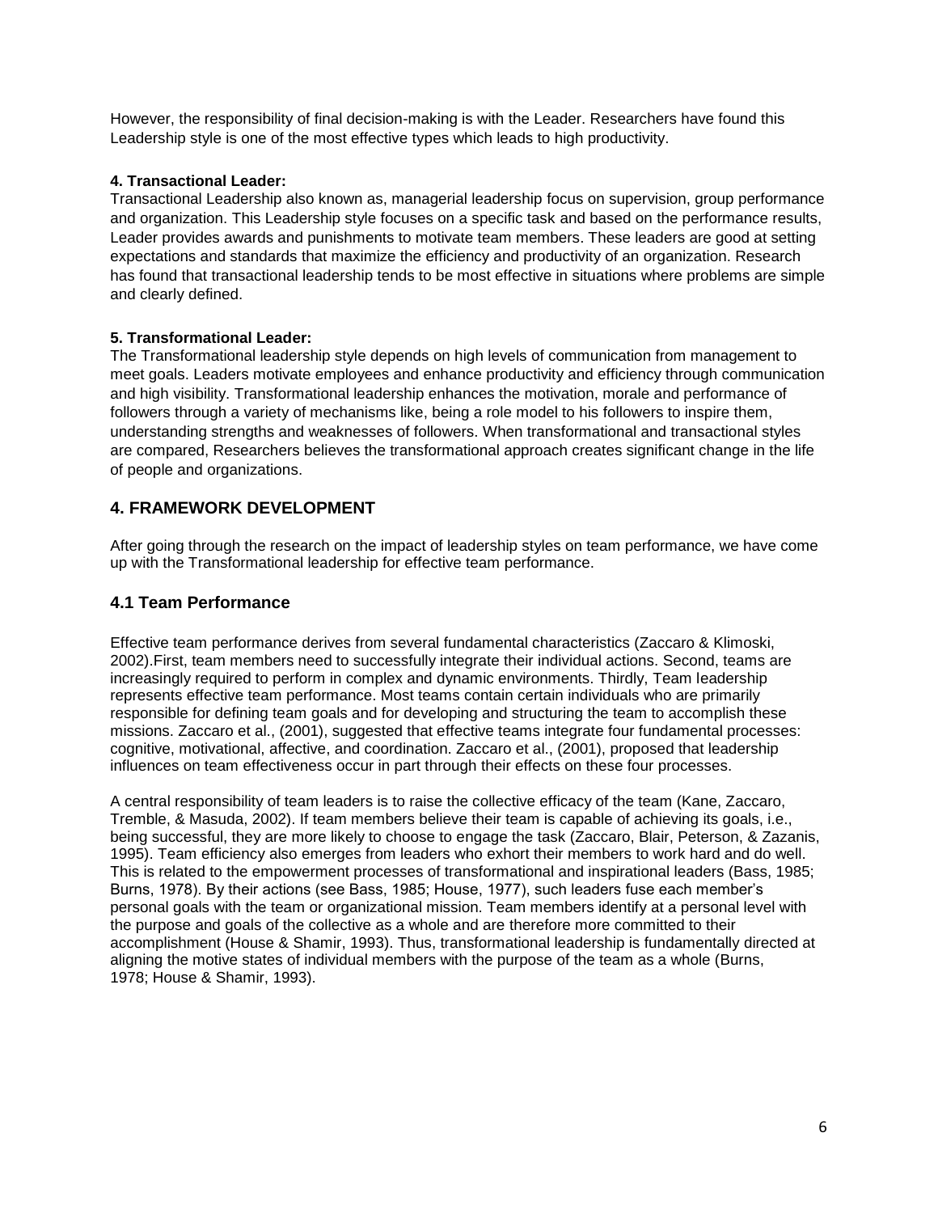However, the responsibility of final decision-making is with the Leader. Researchers have found this Leadership style is one of the most effective types which leads to high productivity.

**4. Transactional Leader:**

Transactional Leadership also known as, managerial leadership focus on supervision, group performance and organization. This Leadership style focuses on a specific task and based on the performance results, Leader provides awards and punishments to motivate team members. These leaders are good at setting expectations and standards that maximize the efficiency and productivity of an organization. Research has found that transactional leadership tends to be most effective in situations where problems are simple and clearly defined.

**5. Transformational Leader:**

The Transformational leadership style depends on high levels of communication from management to meet goals. Leaders motivate employees and enhance productivity and efficiency through communication and high visibility. Transformational leadership enhances the motivation, morale and performance of followers through a variety of mechanisms like, being a role model to his followers to inspire them, understanding strengths and weaknesses of followers. When transformational and transactional styles are compared, Researchers believes the transformational approach creates significant change in the life of people and organizations.

## 4. FRAMEWORK DEVELOPMENT

After going through the research on the impact of leadership styles on team performance, we have come up with the Transformational leadership for effective team performance.

### 4.1 Team Performance

Effective team performance derives from several fundamental characteristics (Zaccaro & Klimoski, 2002).First, team members need to successfully integrate their individual actions. Second, teams are increasingly required to perform in complex and dynamic environments. Thirdly, Team leadership represents effective team performance. Most teams contain certain individuals who are primarily responsible for defining team goals and for developing and structuring the team to accomplish these missions. Zaccaro et al., (2001), suggested that effective teams integrate four fundamental processes: cognitive, motivational, affective, and coordination. Zaccaro et al., (2001), proposed that leadership influences on team effectiveness occur in part through their effects on these four processes.

A central responsibility of team leaders is to raise the collective efficacy of the team (Kane, Zaccaro, Tremble, & Masuda, 2002). If team members believe their team is capable of achieving its goals, i.e., being successful, they are more likely to choose to engage the task (Zaccaro, Blair, Peterson, & Zazanis, 1995). Team efficiency also emerges from leaders who exhort their members to work hard and do well. This is related to the empowerment processes of transformational and inspirational leaders (Bass, 1985; Burns, 1978). By their actions (see Bass, 1985; House, 1977), such leaders fuse each member's personal goals with the team or organizational mission. Team members identify at a personal level with the purpose and goals of the collective as a whole and are therefore more committed to their accomplishment (House & Shamir, 1993). Thus, transformational leadership is fundamentally directed at aligning the motive states of individual members with the purpose of the team as a whole (Burns, 1978; House & Shamir, 1993).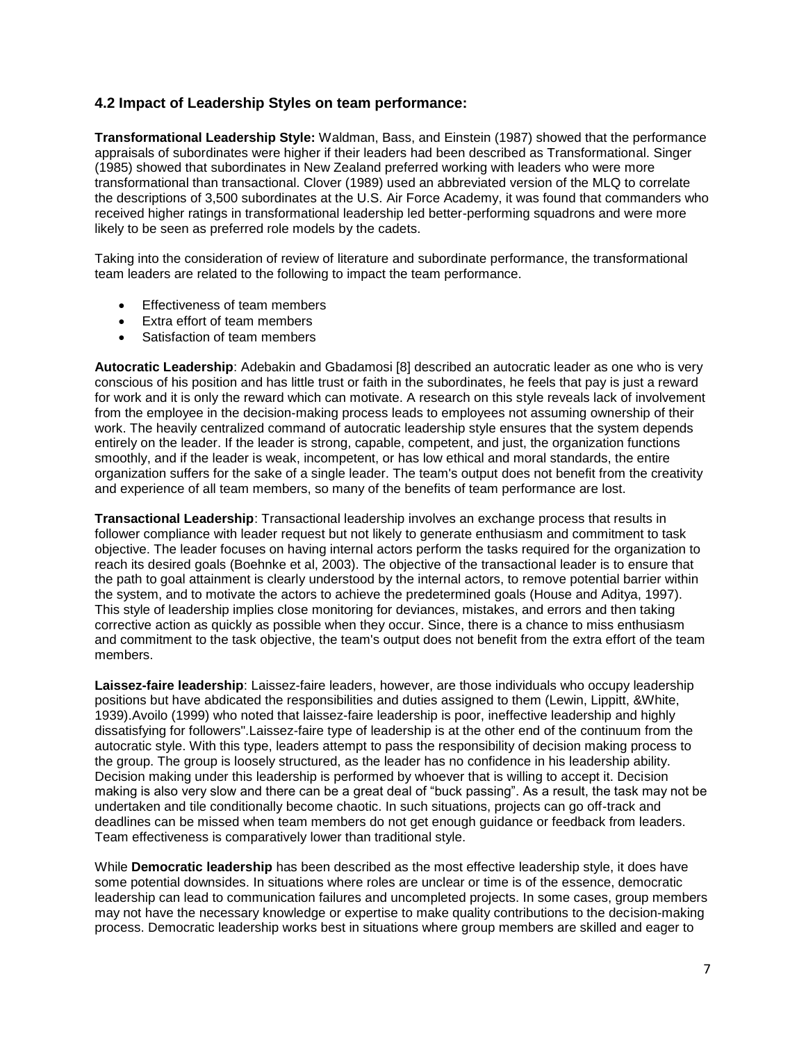### 4.2 Impact of Leadership Styles on team performance:

**Transformational Leadership Style:** Waldman, Bass, and Einstein (1987) showed that the performance appraisals of subordinates were higher if their leaders had been described as Transformational. Singer (1985) showed that subordinates in New Zealand preferred working with leaders who were more transformational than transactional. Clover (1989) used an abbreviated version of the MLQ to correlate the descriptions of 3,500 subordinates at the U.S. Air Force Academy, it was found that commanders who received higher ratings in transformational leadership led better-performing squadrons and were more likely to be seen as preferred role models by the cadets.

Taking into the consideration of review of literature and subordinate performance, the transformational team leaders are related to the following to impact the team performance.

- Effectiveness of team members
- Extra effort of team members
- Satisfaction of team members

**Autocratic Leadership**: Adebakin and Gbadamosi [8] described an autocratic leader as one who is very conscious of his position and has little trust or faith in the subordinates, he feels that pay is just a reward for work and it is only the reward which can motivate. A research on this style reveals lack of involvement from the employee in the decision-making process leads to employees not assuming ownership of their work. The heavily centralized command of autocratic leadership style ensures that the system depends entirely on the leader. If the leader is strong, capable, competent, and just, the organization functions smoothly, and if the leader is weak, incompetent, or has low ethical and moral standards, the entire organization suffers for the sake of a single leader. The team's output does not benefit from the creativity and experience of all team members, so many of the benefits of team performance are lost.

**Transactional Leadership**: Transactional leadership involves an exchange process that results in follower compliance with leader request but not likely to generate enthusiasm and commitment to task objective. The leader focuses on having internal actors perform the tasks required for the organization to reach its desired goals (Boehnke et al, 2003). The objective of the transactional leader is to ensure that the path to goal attainment is clearly understood by the internal actors, to remove potential barrier within the system, and to motivate the actors to achieve the predetermined goals (House and Aditya, 1997). This style of leadership implies close monitoring for deviances, mistakes, and errors and then taking corrective action as quickly as possible when they occur. Since, there is a chance to miss enthusiasm and commitment to the task objective, the team's output does not benefit from the extra effort of the team members.

**Laissez-faire leadership**: Laissez-faire leaders, however, are those individuals who occupy leadership positions but have abdicated the responsibilities and duties assigned to them (Lewin, Lippitt, &White, 1939).Avoilo (1999) who noted that laissez-faire leadership is poor, ineffective leadership and highly dissatisfying for followers".Laissez-faire type of leadership is at the other end of the continuum from the autocratic style. With this type, leaders attempt to pass the responsibility of decision making process to the group. The group is loosely structured, as the leader has no confidence in his leadership ability. Decision making under this leadership is performed by whoever that is willing to accept it. Decision making is also very slow and there can be a great deal of "buck passing". As a result, the task may not be undertaken and tile conditionally become chaotic. In such situations, projects can go off-track and deadlines can be missed when team members do not get enough guidance or feedback from leaders. Team effectiveness is comparatively lower than traditional style.

While **Democratic leadership** has been described as the most effective leadership style, it does have some potential downsides. In situations where roles are unclear or time is of the essence, democratic leadership can lead to communication failures and uncompleted projects. In some cases, group members may not have the necessary knowledge or expertise to make quality contributions to the decision-making process. Democratic leadership works best in situations where group members are skilled and eager to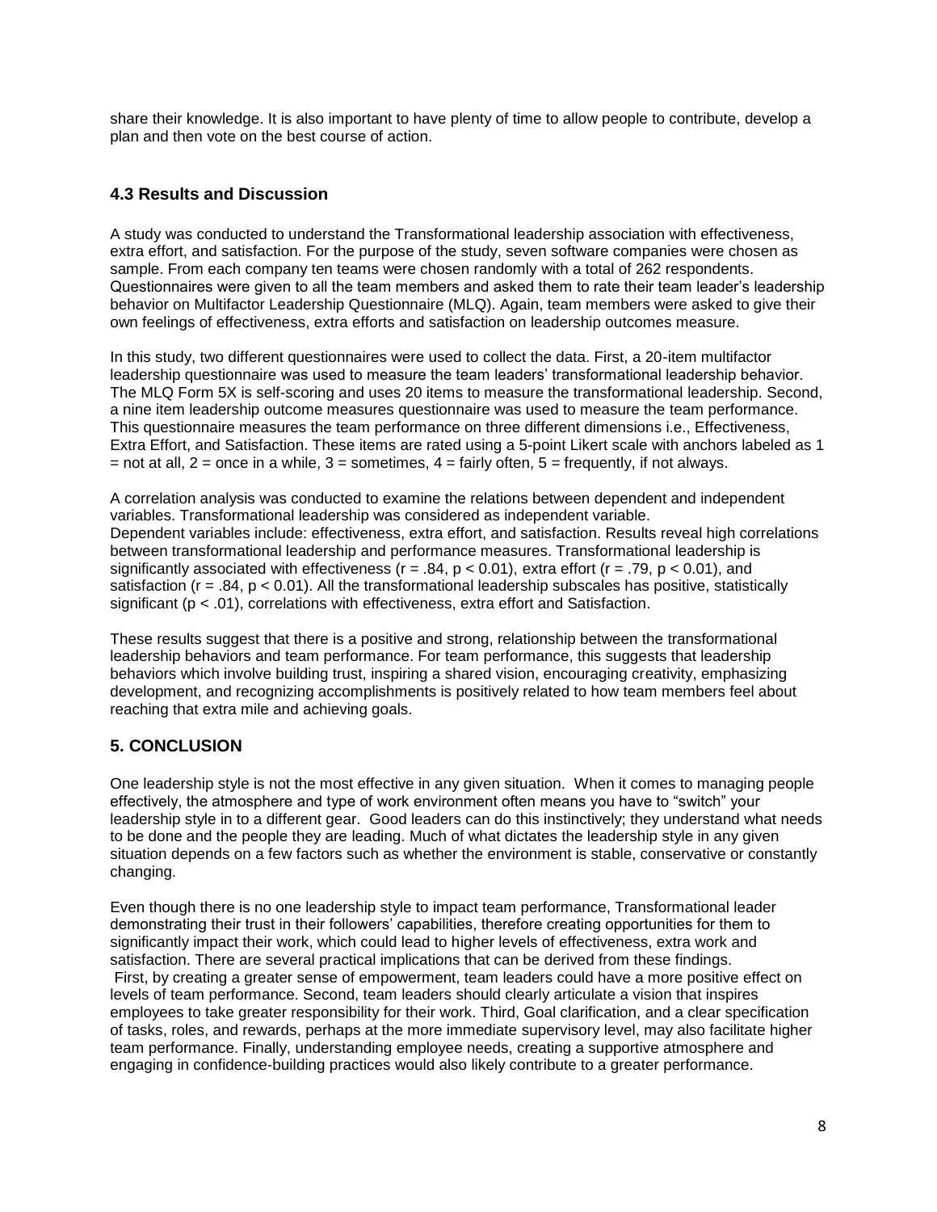share their knowledge. It is also important to have plenty of time to allow people to contribute, develop a plan and then vote on the best course of action.

### 4.3 Results and Discussion

A study was conducted to understand the Transformational leadership association with effectiveness, extra effort, and satisfaction. For the purpose of the study, seven software companies were chosen as sample. From each company ten teams were chosen randomly with a total of 262 respondents. Questionnaires were given to all the team members and asked them to rate their team leader's leadership behavior on Multifactor Leadership Questionnaire (MLQ). Again, team members were asked to give their own feelings of effectiveness, extra efforts and satisfaction on leadership outcomes measure.

In this study, two different questionnaires were used to collect the data. First, a 20-item multifactor leadership questionnaire was used to measure the team leaders' transformational leadership behavior. The MLQ Form 5X is self-scoring and uses 20 items to measure the transformational leadership. Second, a nine item leadership outcome measures questionnaire was used to measure the team performance. This questionnaire measures the team performance on three different dimensions i.e., Effectiveness, Extra Effort, and Satisfaction. These items are rated using a 5-point Likert scale with anchors labeled as 1 = not at all, 2 = once in a while, 3 = sometimes, 4 = fairly often, 5 = frequently, if not always.

A correlation analysis was conducted to examine the relations between dependent and independent variables. Transformational leadership was considered as independent variable.
Dependent variables include: effectiveness, extra effort, and satisfaction. Results reveal high correlations between transformational leadership and performance measures. Transformational leadership is significantly associated with effectiveness ($r = .84$, $p < 0.01$), extra effort ($r = .79$, $p < 0.01$), and satisfaction ($r = .84$, $p < 0.01$). All the transformational leadership subscales has positive, statistically significant ($p < .01$), correlations with effectiveness, extra effort and Satisfaction.

These results suggest that there is a positive and strong, relationship between the transformational leadership behaviors and team performance. For team performance, this suggests that leadership behaviors which involve building trust, inspiring a shared vision, encouraging creativity, emphasizing development, and recognizing accomplishments is positively related to how team members feel about reaching that extra mile and achieving goals.

## 5. CONCLUSION

One leadership style is not the most effective in any given situation. When it comes to managing people effectively, the atmosphere and type of work environment often means you have to "switch" your leadership style in to a different gear. Good leaders can do this instinctively; they understand what needs to be done and the people they are leading. Much of what dictates the leadership style in any given situation depends on a few factors such as whether the environment is stable, conservative or constantly changing.

Even though there is no one leadership style to impact team performance, Transformational leader demonstrating their trust in their followers' capabilities, therefore creating opportunities for them to significantly impact their work, which could lead to higher levels of effectiveness, extra work and satisfaction. There are several practical implications that can be derived from these findings.
First, by creating a greater sense of empowerment, team leaders could have a more positive effect on levels of team performance. Second, team leaders should clearly articulate a vision that inspires employees to take greater responsibility for their work. Third, Goal clarification, and a clear specification of tasks, roles, and rewards, perhaps at the more immediate supervisory level, may also facilitate higher team performance. Finally, understanding employee needs, creating a supportive atmosphere and engaging in confidence-building practices would also likely contribute to a greater performance.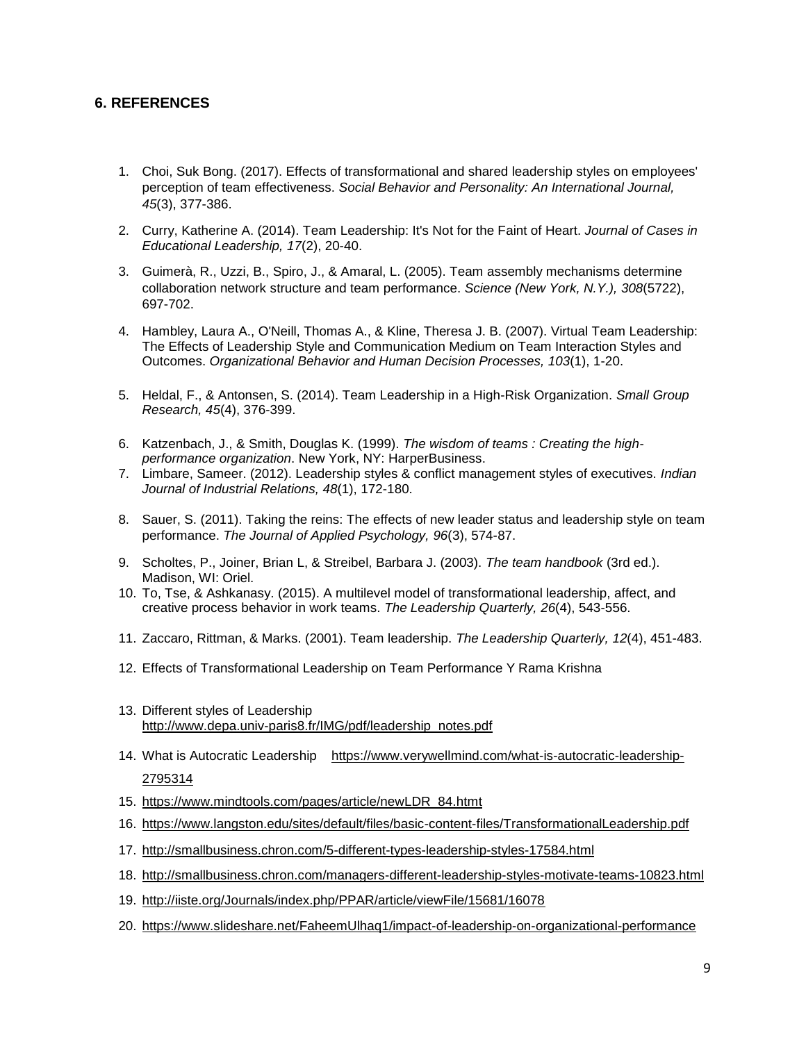## 6. REFERENCES

1. Choi, Suk Bong. (2017). Effects of transformational and shared leadership styles on employees' perception of team effectiveness. *Social Behavior and Personality: An International Journal, 45*(3), 377-386.

2. Curry, Katherine A. (2014). Team Leadership: It's Not for the Faint of Heart. *Journal of Cases in Educational Leadership, 17*(2), 20-40.

3. Guimerà, R., Uzzi, B., Spiro, J., & Amaral, L. (2005). Team assembly mechanisms determine collaboration network structure and team performance. *Science (New York, N.Y.), 308*(5722), 697-702.

4. Hambley, Laura A., O'Neill, Thomas A., & Kline, Theresa J. B. (2007). Virtual Team Leadership: The Effects of Leadership Style and Communication Medium on Team Interaction Styles and Outcomes. *Organizational Behavior and Human Decision Processes, 103*(1), 1-20.

5. Heldal, F., & Antonsen, S. (2014). Team Leadership in a High-Risk Organization. *Small Group Research, 45*(4), 376-399.

6. Katzenbach, J., & Smith, Douglas K. (1999). *The wisdom of teams : Creating the high-performance organization*. New York, NY: HarperBusiness.
7. Limbare, Sameer. (2012). Leadership styles & conflict management styles of executives. *Indian Journal of Industrial Relations, 48*(1), 172-180.

8. Sauer, S. (2011). Taking the reins: The effects of new leader status and leadership style on team performance. *The Journal of Applied Psychology, 96*(3), 574-87.

9. Scholtes, P., Joiner, Brian L, & Streibel, Barbara J. (2003). *The team handbook* (3rd ed.). Madison, WI: Oriel.
10. To, Tse, & Ashkanasy. (2015). A multilevel model of transformational leadership, affect, and creative process behavior in work teams. *The Leadership Quarterly, 26*(4), 543-556.

11. Zaccaro, Rittman, & Marks. (2001). Team leadership. *The Leadership Quarterly, 12*(4), 451-483.

12. Effects of Transformational Leadership on Team Performance Y Rama Krishna

13. Different styles of Leadership http://www.depa.univ-paris8.fr/IMG/pdf/leadership_notes.pdf

14. What is Autocratic Leadership https://www.verywellmind.com/what-is-autocratic-leadership-2795314

15. https://www.mindtools.com/pages/article/newLDR_84.htmt

16. https://www.langston.edu/sites/default/files/basic-content-files/TransformationalLeadership.pdf

17. http://smallbusiness.chron.com/5-different-types-leadership-styles-17584.html

18. http://smallbusiness.chron.com/managers-different-leadership-styles-motivate-teams-10823.html

19. http://iiste.org/Journals/index.php/PPAR/article/viewFile/15681/16078

20. https://www.slideshare.net/FaheemUlhaq1/impact-of-leadership-on-organizational-performance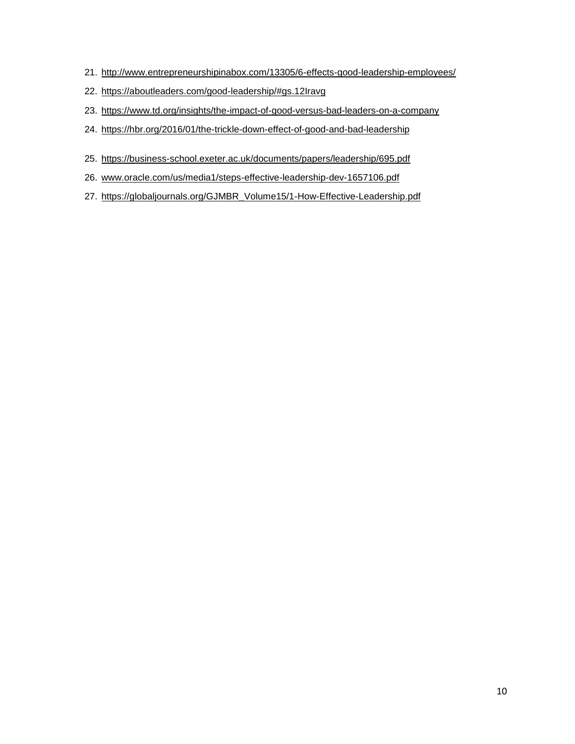21. http://www.entrepreneurshipinabox.com/13305/6-effects-good-leadership-employees/
22. https://aboutleaders.com/good-leadership/#gs.12Iravg
23. https://www.td.org/insights/the-impact-of-good-versus-bad-leaders-on-a-company
24. https://hbr.org/2016/01/the-trickle-down-effect-of-good-and-bad-leadership
25. https://business-school.exeter.ac.uk/documents/papers/leadership/695.pdf
26. www.oracle.com/us/media1/steps-effective-leadership-dev-1657106.pdf
27. https://globaljournals.org/GJMBR_Volume15/1-How-Effective-Leadership.pdf